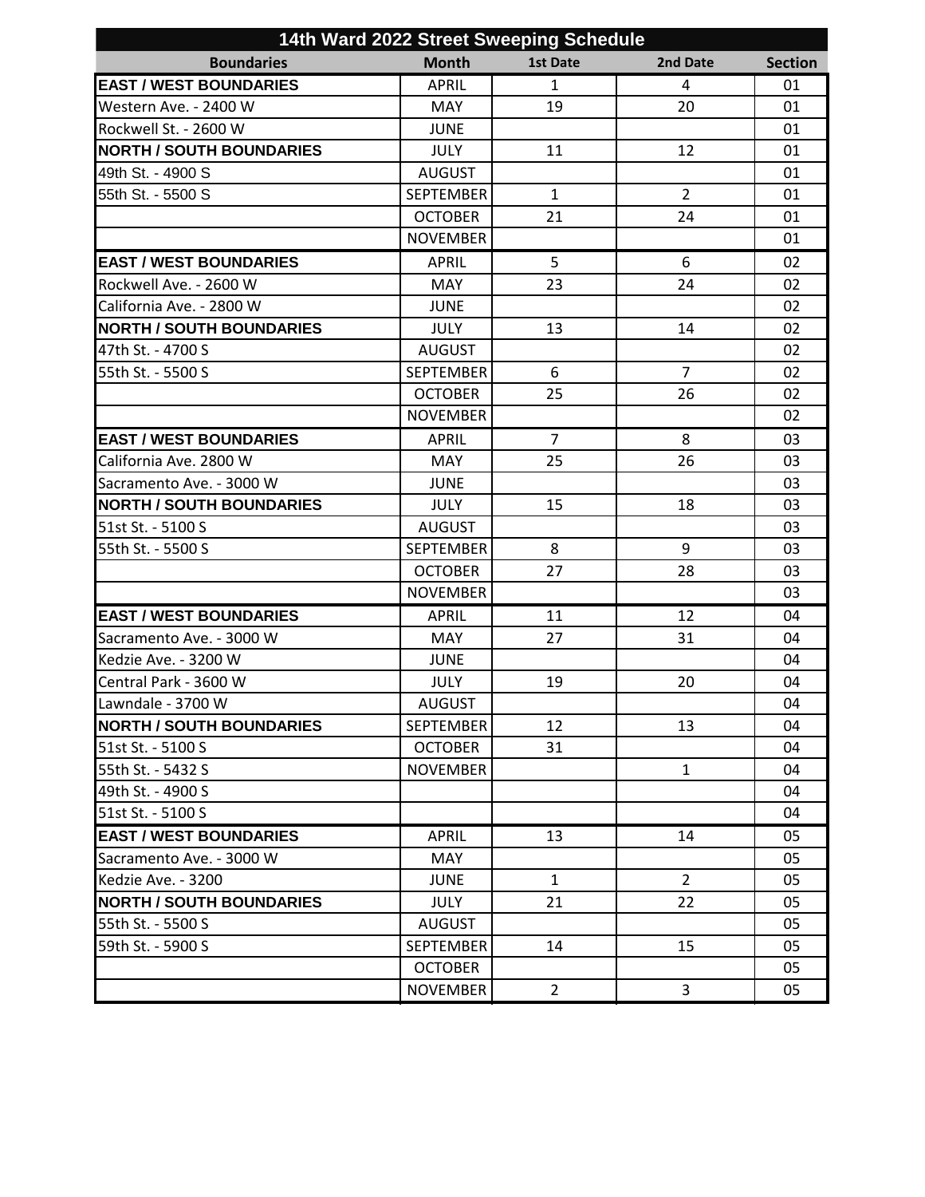| 14th Ward 2022 Street Sweeping Schedule | | | | |
|---|---|---|---|---|
| **Boundaries** | **Month** | **1st Date** | **2nd Date** | **Section** |
| **EAST / WEST BOUNDARIES** | APRIL | 1 | 4 | 01 |
| Western Ave. - 2400 W | MAY | 19 | 20 | 01 |
| Rockwell St. - 2600 W | JUNE | | | 01 |
| **NORTH / SOUTH BOUNDARIES** | JULY | 11 | 12 | 01 |
| 49th St. - 4900 S | AUGUST | | | 01 |
| 55th St. - 5500 S | SEPTEMBER | 1 | 2 | 01 |
| | OCTOBER | 21 | 24 | 01 |
| | NOVEMBER | | | 01 |
| **EAST / WEST BOUNDARIES** | APRIL | 5 | 6 | 02 |
| Rockwell Ave. - 2600 W | MAY | 23 | 24 | 02 |
| California Ave. - 2800 W | JUNE | | | 02 |
| **NORTH / SOUTH BOUNDARIES** | JULY | 13 | 14 | 02 |
| 47th St. - 4700 S | AUGUST | | | 02 |
| 55th St. - 5500 S | SEPTEMBER | 6 | 7 | 02 |
| | OCTOBER | 25 | 26 | 02 |
| | NOVEMBER | | | 02 |
| **EAST / WEST BOUNDARIES** | APRIL | 7 | 8 | 03 |
| California Ave. 2800 W | MAY | 25 | 26 | 03 |
| Sacramento Ave. - 3000 W | JUNE | | | 03 |
| **NORTH / SOUTH BOUNDARIES** | JULY | 15 | 18 | 03 |
| 51st St. - 5100 S | AUGUST | | | 03 |
| 55th St. - 5500 S | SEPTEMBER | 8 | 9 | 03 |
| | OCTOBER | 27 | 28 | 03 |
| | NOVEMBER | | | 03 |
| **EAST / WEST BOUNDARIES** | APRIL | 11 | 12 | 04 |
| Sacramento Ave. - 3000 W | MAY | 27 | 31 | 04 |
| Kedzie Ave. - 3200 W | JUNE | | | 04 |
| Central Park - 3600 W | JULY | 19 | 20 | 04 |
| Lawndale - 3700 W | AUGUST | | | 04 |
| **NORTH / SOUTH BOUNDARIES** | SEPTEMBER | 12 | 13 | 04 |
| 51st St. - 5100 S | OCTOBER | 31 | | 04 |
| 55th St. - 5432 S | NOVEMBER | | 1 | 04 |
| 49th St. - 4900 S | | | | 04 |
| 51st St. - 5100 S | | | | 04 |
| **EAST / WEST BOUNDARIES** | APRIL | 13 | 14 | 05 |
| Sacramento Ave. - 3000 W | MAY | | | 05 |
| Kedzie Ave. - 3200 | JUNE | 1 | 2 | 05 |
| **NORTH / SOUTH BOUNDARIES** | JULY | 21 | 22 | 05 |
| 55th St. - 5500 S | AUGUST | | | 05 |
| 59th St. - 5900 S | SEPTEMBER | 14 | 15 | 05 |
| | OCTOBER | | | 05 |
| | NOVEMBER | 2 | 3 | 05 |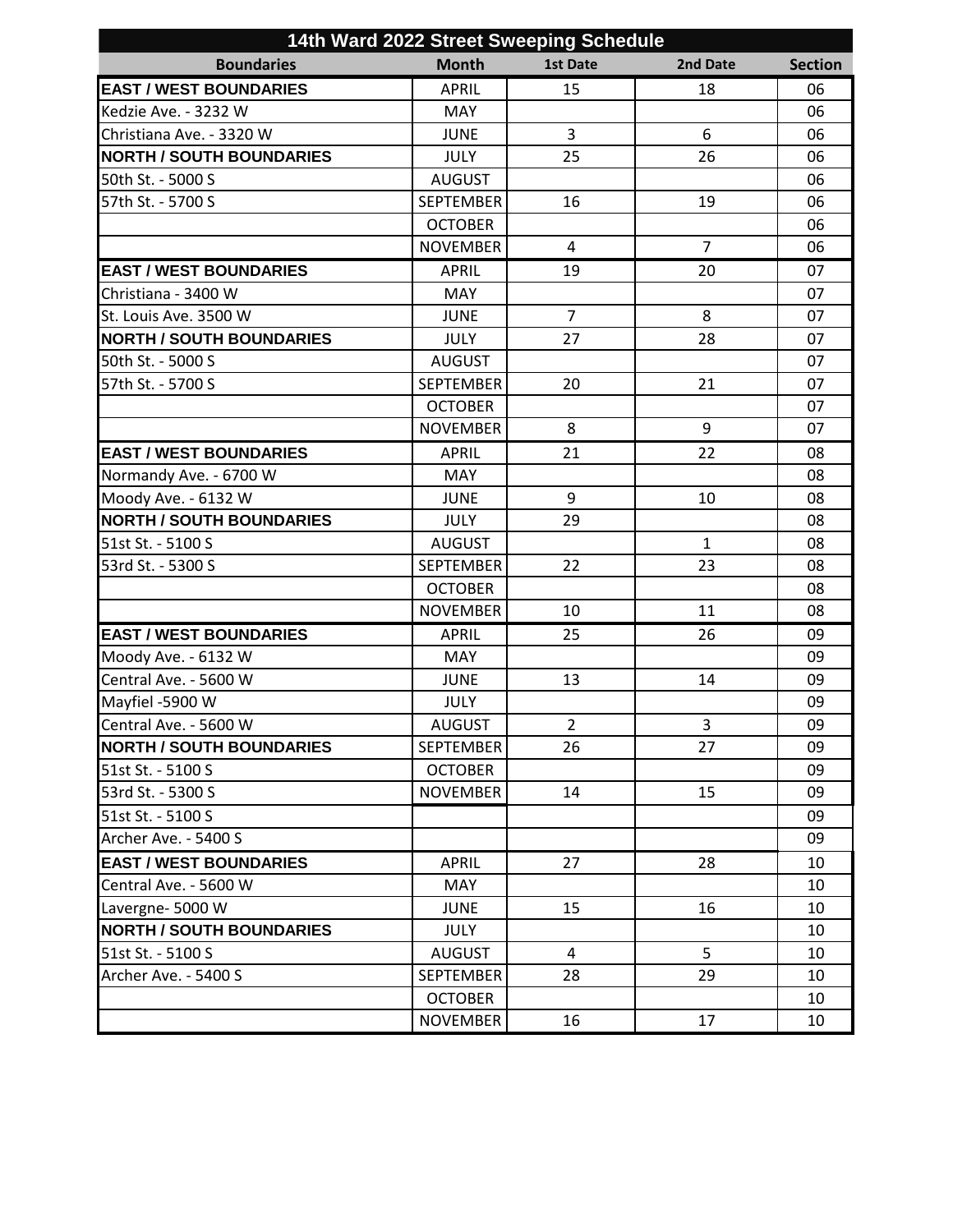| 14th Ward 2022 Street Sweeping Schedule | | | | |
|---|---|---|---|---|
| **Boundaries** | **Month** | **1st Date** | **2nd Date** | **Section** |
| **EAST / WEST BOUNDARIES** | APRIL | 15 | 18 | 06 |
| Kedzie Ave. - 3232 W | MAY | | | 06 |
| Christiana Ave. - 3320 W | JUNE | 3 | 6 | 06 |
| **NORTH / SOUTH BOUNDARIES** | JULY | 25 | 26 | 06 |
| 50th St. - 5000 S | AUGUST | | | 06 |
| 57th St. - 5700 S | SEPTEMBER | 16 | 19 | 06 |
| | OCTOBER | | | 06 |
| | NOVEMBER | 4 | 7 | 06 |
| **EAST / WEST BOUNDARIES** | APRIL | 19 | 20 | 07 |
| Christiana - 3400 W | MAY | | | 07 |
| St. Louis Ave. 3500 W | JUNE | 7 | 8 | 07 |
| **NORTH / SOUTH BOUNDARIES** | JULY | 27 | 28 | 07 |
| 50th St. - 5000 S | AUGUST | | | 07 |
| 57th St. - 5700 S | SEPTEMBER | 20 | 21 | 07 |
| | OCTOBER | | | 07 |
| | NOVEMBER | 8 | 9 | 07 |
| **EAST / WEST BOUNDARIES** | APRIL | 21 | 22 | 08 |
| Normandy Ave. - 6700 W | MAY | | | 08 |
| Moody Ave. - 6132 W | JUNE | 9 | 10 | 08 |
| **NORTH / SOUTH BOUNDARIES** | JULY | 29 | | 08 |
| 51st St. - 5100 S | AUGUST | | 1 | 08 |
| 53rd St. - 5300 S | SEPTEMBER | 22 | 23 | 08 |
| | OCTOBER | | | 08 |
| | NOVEMBER | 10 | 11 | 08 |
| **EAST / WEST BOUNDARIES** | APRIL | 25 | 26 | 09 |
| Moody Ave. - 6132 W | MAY | | | 09 |
| Central Ave. - 5600 W | JUNE | 13 | 14 | 09 |
| Mayfiel -5900 W | JULY | | | 09 |
| Central Ave. - 5600 W | AUGUST | 2 | 3 | 09 |
| **NORTH / SOUTH BOUNDARIES** | SEPTEMBER | 26 | 27 | 09 |
| 51st St. - 5100 S | OCTOBER | | | 09 |
| 53rd St. - 5300 S | NOVEMBER | 14 | 15 | 09 |
| 51st St. - 5100 S | | | | 09 |
| Archer Ave. - 5400 S | | | | 09 |
| **EAST / WEST BOUNDARIES** | APRIL | 27 | 28 | 10 |
| Central Ave. - 5600 W | MAY | | | 10 |
| Lavergne- 5000 W | JUNE | 15 | 16 | 10 |
| **NORTH / SOUTH BOUNDARIES** | JULY | | | 10 |
| 51st St. - 5100 S | AUGUST | 4 | 5 | 10 |
| Archer Ave. - 5400 S | SEPTEMBER | 28 | 29 | 10 |
| | OCTOBER | | | 10 |
| | NOVEMBER | 16 | 17 | 10 |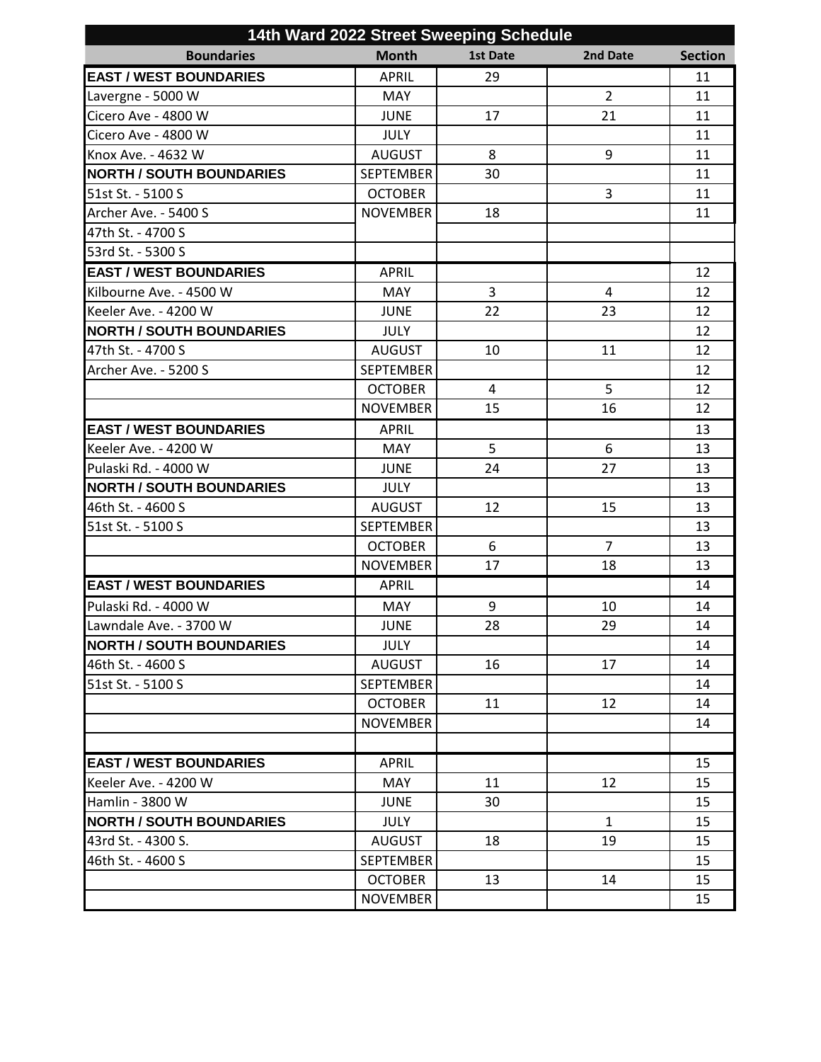| 14th Ward 2022 Street Sweeping Schedule | | | | |
|---|---|---|---|---|
| **Boundaries** | **Month** | **1st Date** | **2nd Date** | **Section** |
| **EAST / WEST BOUNDARIES** | APRIL | 29 | | 11 |
| Lavergne - 5000 W | MAY | | 2 | 11 |
| Cicero Ave - 4800 W | JUNE | 17 | 21 | 11 |
| Cicero Ave - 4800 W | JULY | | | 11 |
| Knox Ave. - 4632 W | AUGUST | 8 | 9 | 11 |
| **NORTH / SOUTH BOUNDARIES** | SEPTEMBER | 30 | | 11 |
| 51st St. - 5100 S | OCTOBER | | 3 | 11 |
| Archer Ave. - 5400 S | NOVEMBER | 18 | | 11 |
| 47th St. - 4700 S | | | | |
| 53rd St. - 5300 S | | | | |
| **EAST / WEST BOUNDARIES** | APRIL | | | 12 |
| Kilbourne Ave. - 4500 W | MAY | 3 | 4 | 12 |
| Keeler Ave. - 4200 W | JUNE | 22 | 23 | 12 |
| **NORTH / SOUTH BOUNDARIES** | JULY | | | 12 |
| 47th St. - 4700 S | AUGUST | 10 | 11 | 12 |
| Archer Ave. - 5200 S | SEPTEMBER | | | 12 |
| | OCTOBER | 4 | 5 | 12 |
| | NOVEMBER | 15 | 16 | 12 |
| **EAST / WEST BOUNDARIES** | APRIL | | | 13 |
| Keeler Ave. - 4200 W | MAY | 5 | 6 | 13 |
| Pulaski Rd. - 4000 W | JUNE | 24 | 27 | 13 |
| **NORTH / SOUTH BOUNDARIES** | JULY | | | 13 |
| 46th St. - 4600 S | AUGUST | 12 | 15 | 13 |
| 51st St. - 5100 S | SEPTEMBER | | | 13 |
| | OCTOBER | 6 | 7 | 13 |
| | NOVEMBER | 17 | 18 | 13 |
| **EAST / WEST BOUNDARIES** | APRIL | | | 14 |
| Pulaski Rd. - 4000 W | MAY | 9 | 10 | 14 |
| Lawndale Ave. - 3700 W | JUNE | 28 | 29 | 14 |
| **NORTH / SOUTH BOUNDARIES** | JULY | | | 14 |
| 46th St. - 4600 S | AUGUST | 16 | 17 | 14 |
| 51st St. - 5100 S | SEPTEMBER | | | 14 |
| | OCTOBER | 11 | 12 | 14 |
| | NOVEMBER | | | 14 |
| | | | | |
| **EAST / WEST BOUNDARIES** | APRIL | | | 15 |
| Keeler Ave. - 4200 W | MAY | 11 | 12 | 15 |
| Hamlin - 3800 W | JUNE | 30 | | 15 |
| **NORTH / SOUTH BOUNDARIES** | JULY | | 1 | 15 |
| 43rd St. - 4300 S. | AUGUST | 18 | 19 | 15 |
| 46th St. - 4600 S | SEPTEMBER | | | 15 |
| | OCTOBER | 13 | 14 | 15 |
| | NOVEMBER | | | 15 |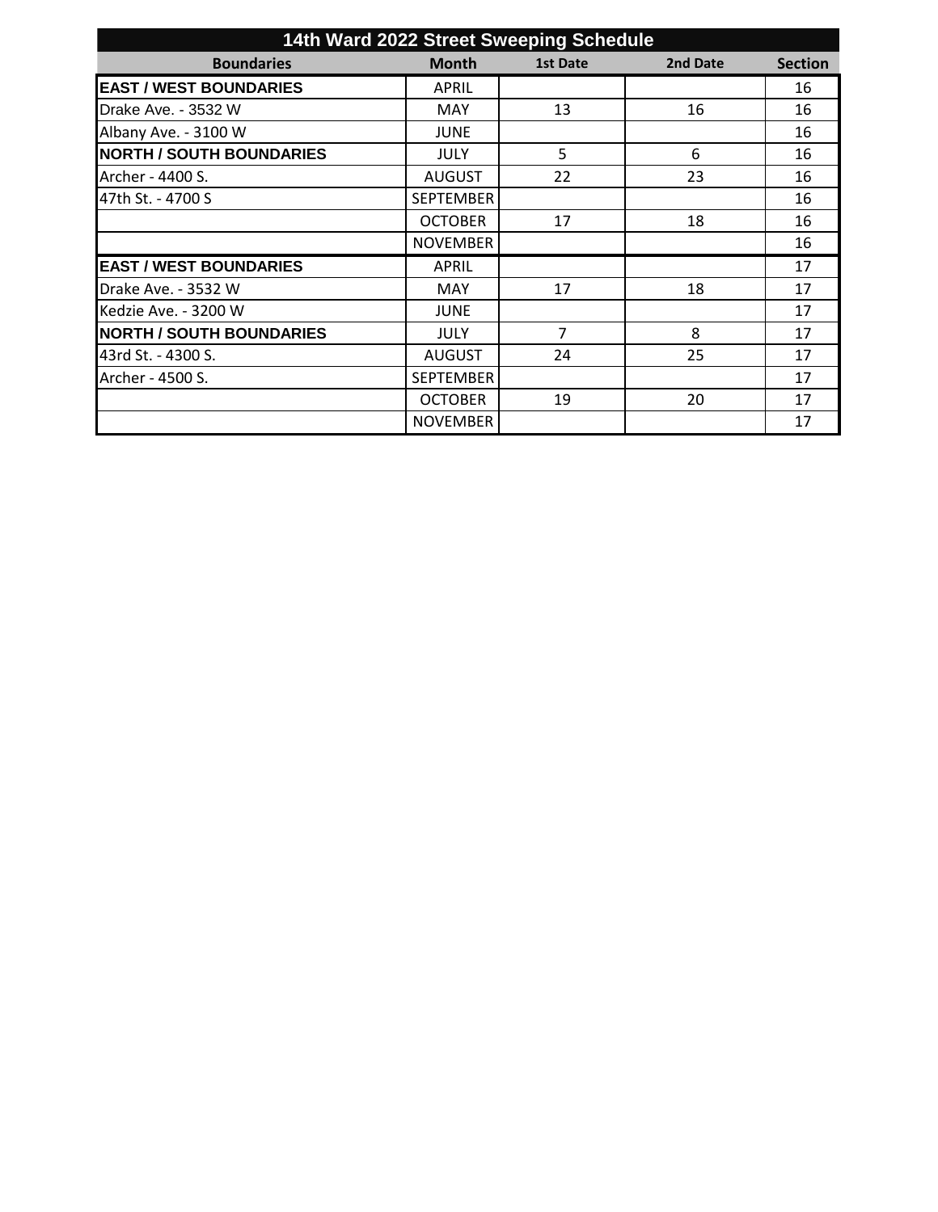| 14th Ward 2022 Street Sweeping Schedule | | | | |
|---|---|---|---|---|
| **Boundaries** | **Month** | **1st Date** | **2nd Date** | **Section** |
| **EAST / WEST BOUNDARIES** | APRIL | | | 16 |
| Drake Ave. - 3532 W | MAY | 13 | 16 | 16 |
| Albany Ave. - 3100 W | JUNE | | | 16 |
| **NORTH / SOUTH BOUNDARIES** | JULY | 5 | 6 | 16 |
| Archer - 4400 S. | AUGUST | 22 | 23 | 16 |
| 47th St. - 4700 S | SEPTEMBER | | | 16 |
| | OCTOBER | 17 | 18 | 16 |
| | NOVEMBER | | | 16 |
| **EAST / WEST BOUNDARIES** | APRIL | | | 17 |
| Drake Ave. - 3532 W | MAY | 17 | 18 | 17 |
| Kedzie Ave. - 3200 W | JUNE | | | 17 |
| **NORTH / SOUTH BOUNDARIES** | JULY | 7 | 8 | 17 |
| 43rd St. - 4300 S. | AUGUST | 24 | 25 | 17 |
| Archer - 4500 S. | SEPTEMBER | | | 17 |
| | OCTOBER | 19 | 20 | 17 |
| | NOVEMBER | | | 17 |